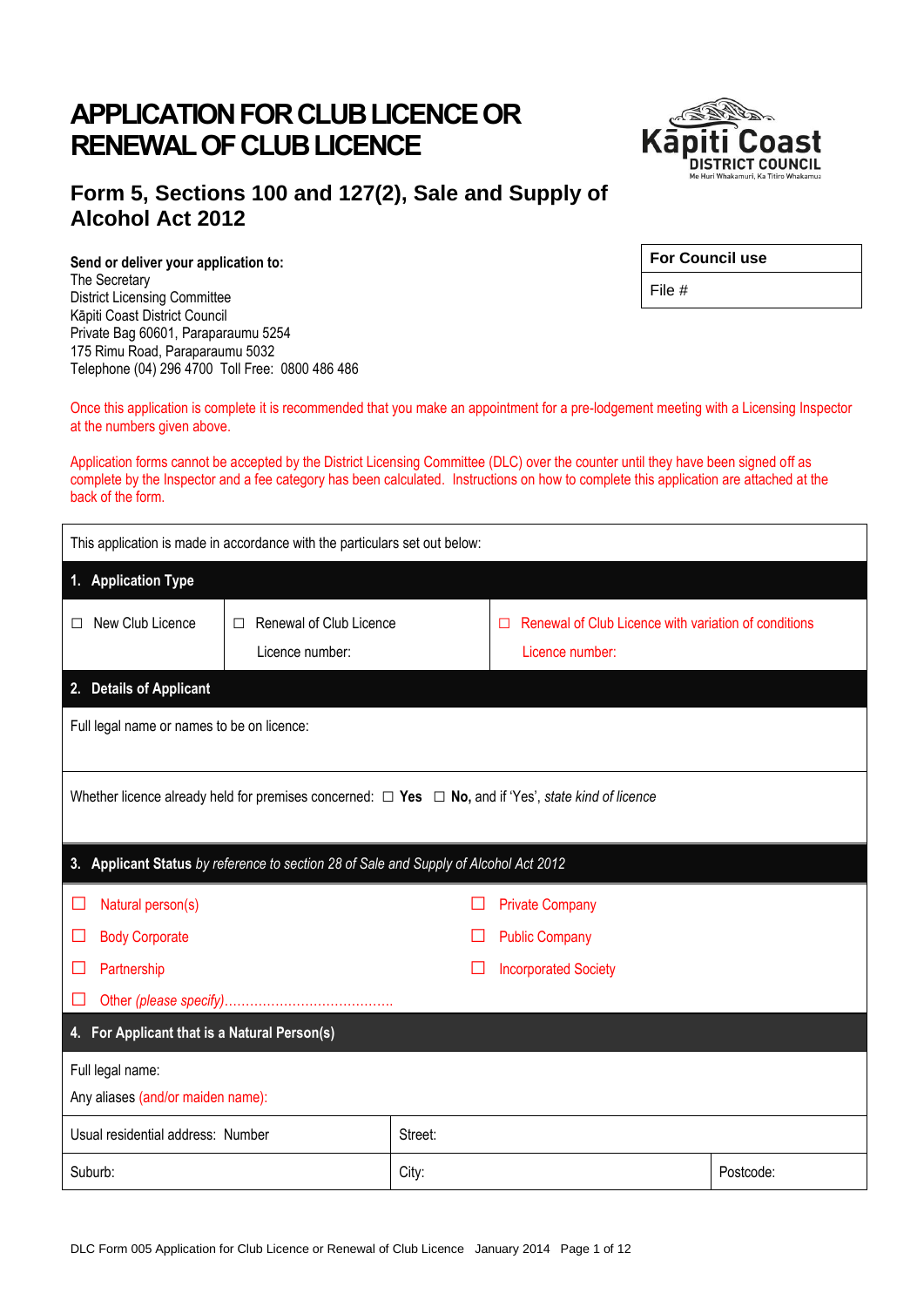# APPLICATION FOR CLUB LICENCE OR RENEWAL OF CLUB LICENCE

## Form 5, Sections 100 and 127(2), Sale and Supply of Alcohol Act 2012

Kāpiti Coast DISTRICT COUNCIL
Me Huri Whakamuri, Ka Titiro Whakamua

| For Council use |
|---|
| File # |

**Send or deliver your application to:**
The Secretary
District Licensing Committee
Kāpiti Coast District Council
Private Bag 60601, Paraparaumu 5254
175 Rimu Road, Paraparaumu 5032
Telephone (04) 296 4700 Toll Free: 0800 486 486

Once this application is complete it is recommended that you make an appointment for a pre-lodgement meeting with a Licensing Inspector at the numbers given above.

Application forms cannot be accepted by the District Licensing Committee (DLC) over the counter until they have been signed off as complete by the Inspector and a fee category has been calculated. Instructions on how to complete this application are attached at the back of the form.

| This application is made in accordance with the particulars set out below: | | |
|---|---|---|
| **1. Application Type** | | |
| ☐ New Club Licence | ☐ Renewal of Club Licence<br>Licence number: | ☐ Renewal of Club Licence with variation of conditions<br>Licence number: |
| **2. Details of Applicant** | | |
| Full legal name or names to be on licence: | | |
| Whether licence already held for premises concerned: ☐ **Yes** ☐ **No,** and if 'Yes', *state kind of licence* | | |
| **3. Applicant Status** *by reference to section 28 of Sale and Supply of Alcohol Act 2012* | | |
| ☐ Natural person(s) | ☐ Private Company | |
| ☐ Body Corporate | ☐ Public Company | |
| ☐ Partnership | ☐ Incorporated Society | |
| ☐ Other *(please specify)*…………………………………. | | |
| **4. For Applicant that is a Natural Person(s)** | | |
| Full legal name:<br>Any aliases (and/or maiden name): | | |
| Usual residential address: Number | Street: | |
| Suburb: | City: | Postcode: |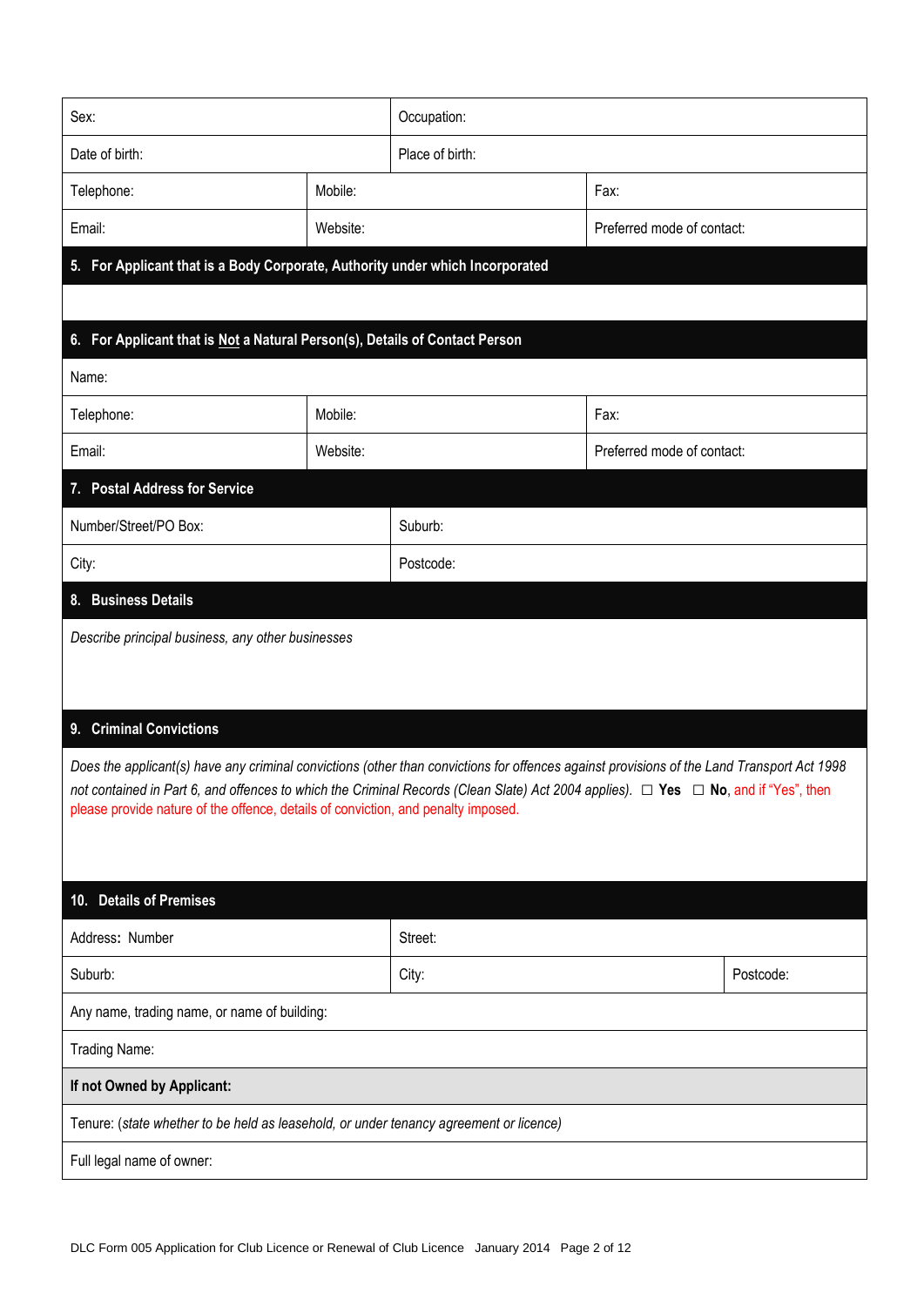| | | |
|---|---|---|
| Sex: | Occupation: | |
| Date of birth: | Place of birth: | |
| Telephone: | Mobile: | Fax: |
| Email: | Website: | Preferred mode of contact: |

## 5. For Applicant that is a Body Corporate, Authority under which Incorporated

## 6. For Applicant that is Not a Natural Person(s), Details of Contact Person

| | | |
|---|---|---|
| Name: | | |
| Telephone: | Mobile: | Fax: |
| Email: | Website: | Preferred mode of contact: |

## 7. Postal Address for Service

| | |
|---|---|
| Number/Street/PO Box: | Suburb: |
| City: | Postcode: |

## 8. Business Details

*Describe principal business, any other businesses*

## 9. Criminal Convictions

*Does the applicant(s) have any criminal convictions (other than convictions for offences against provisions of the Land Transport Act 1998 not contained in Part 6, and offences to which the Criminal Records (Clean Slate) Act 2004 applies).* ☐ **Yes** ☐ **No**, and if "Yes", then please provide nature of the offence, details of conviction, and penalty imposed.

## 10. Details of Premises

| | | |
|---|---|---|
| Address: Number | Street: | |
| Suburb: | City: | Postcode: |
| Any name, trading name, or name of building: | | |
| Trading Name: | | |
| **If not Owned by Applicant:** | | |
| Tenure: (*state whether to be held as leasehold, or under tenancy agreement or licence*) | | |
| Full legal name of owner: | | |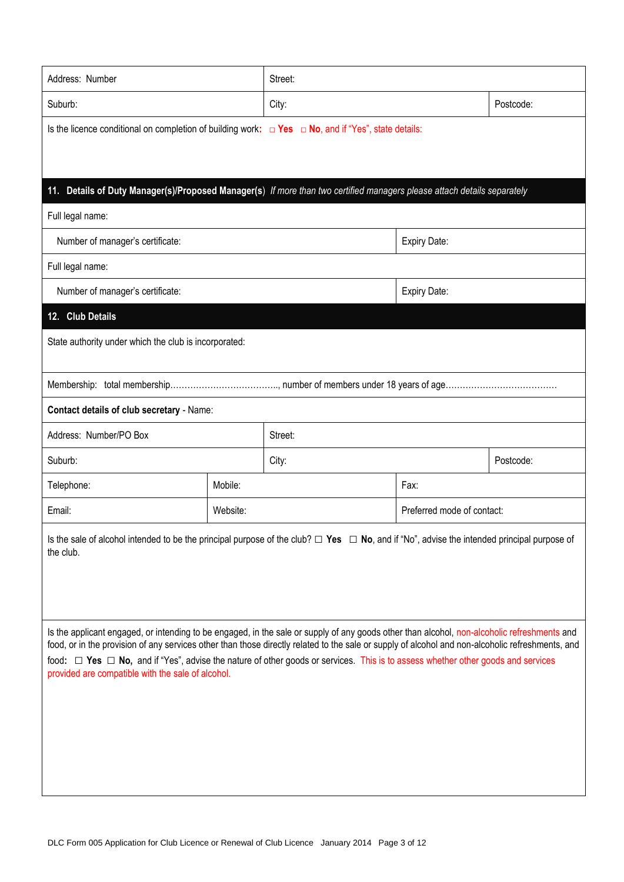| Address: Number | Street: | |
|---|---|---|
| Suburb: | City: | Postcode: |

Is the licence conditional on completion of building work: □ **Yes** □ **No**, and if "Yes", state details:

## 11. Details of Duty Manager(s)/Proposed Manager(s) *If more than two certified managers please attach details separately*

Full legal name:

| Number of manager's certificate: | Expiry Date: |
|---|---|

Full legal name:

| Number of manager's certificate: | Expiry Date: |
|---|---|

## 12. Club Details

State authority under which the club is incorporated:

Membership: total membership……………………………….., number of members under 18 years of age…………………………………

**Contact details of club secretary** - Name:

| Address: Number/PO Box | Street: | |
|---|---|---|
| Suburb: | City: | Postcode: |

| Telephone: | Mobile: | Fax: |
|---|---|---|
| Email: | Website: | Preferred mode of contact: |

Is the sale of alcohol intended to be the principal purpose of the club? ☐ **Yes** ☐ **No**, and if "No", advise the intended principal purpose of the club.

Is the applicant engaged, or intending to be engaged, in the sale or supply of any goods other than alcohol, non-alcoholic refreshments and food, or in the provision of any services other than those directly related to the sale or supply of alcohol and non-alcoholic refreshments, and food: ☐ **Yes** ☐ **No,** and if "Yes", advise the nature of other goods or services. This is to assess whether other goods and services provided are compatible with the sale of alcohol.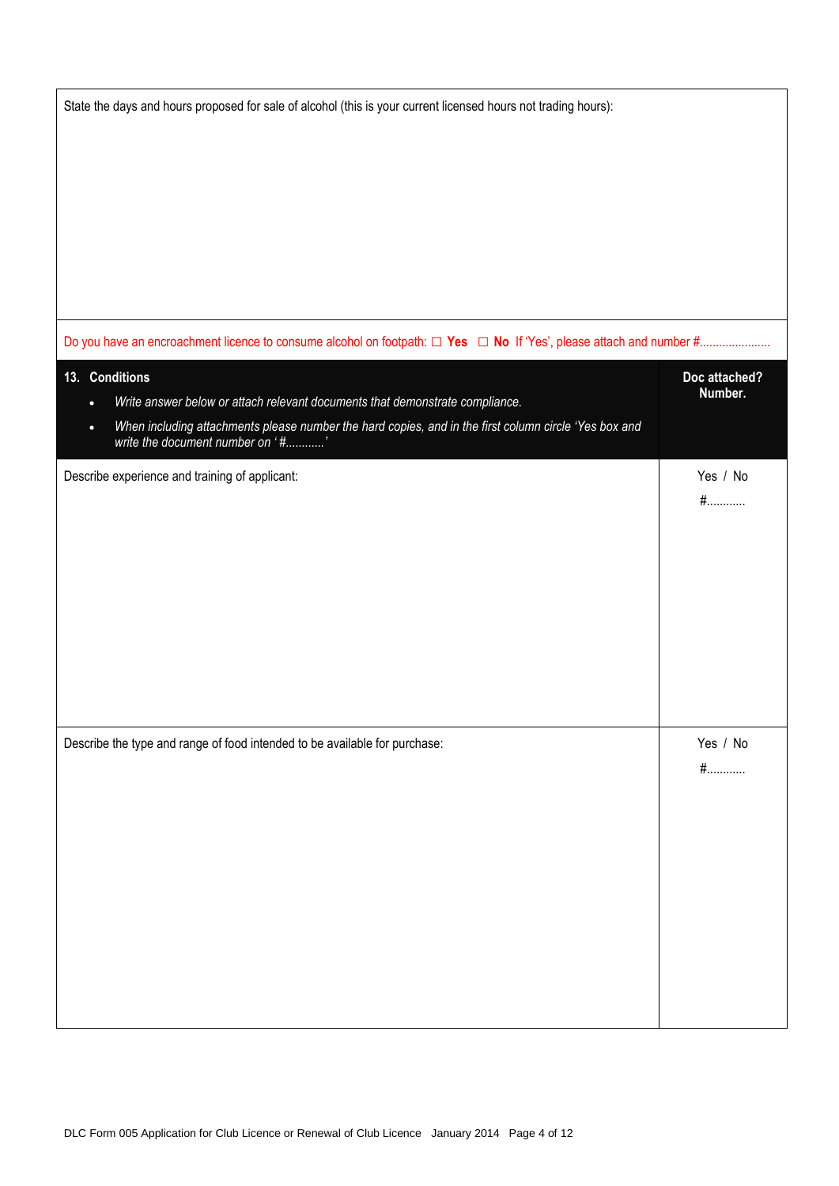State the days and hours proposed for sale of alcohol (this is your current licensed hours not trading hours):

Do you have an encroachment licence to consume alcohol on footpath: ☐ **Yes** ☐ **No** If 'Yes', please attach and number #......................

| **13. Conditions**<br>• *Write answer below or attach relevant documents that demonstrate compliance.*<br>• *When including attachments please number the hard copies, and in the first column circle 'Yes box and write the document number on '#...........'* | **Doc attached? Number.** |
|---|---|
| Describe experience and training of applicant: | Yes / No<br>#........... |
| Describe the type and range of food intended to be available for purchase: | Yes / No<br>#........... |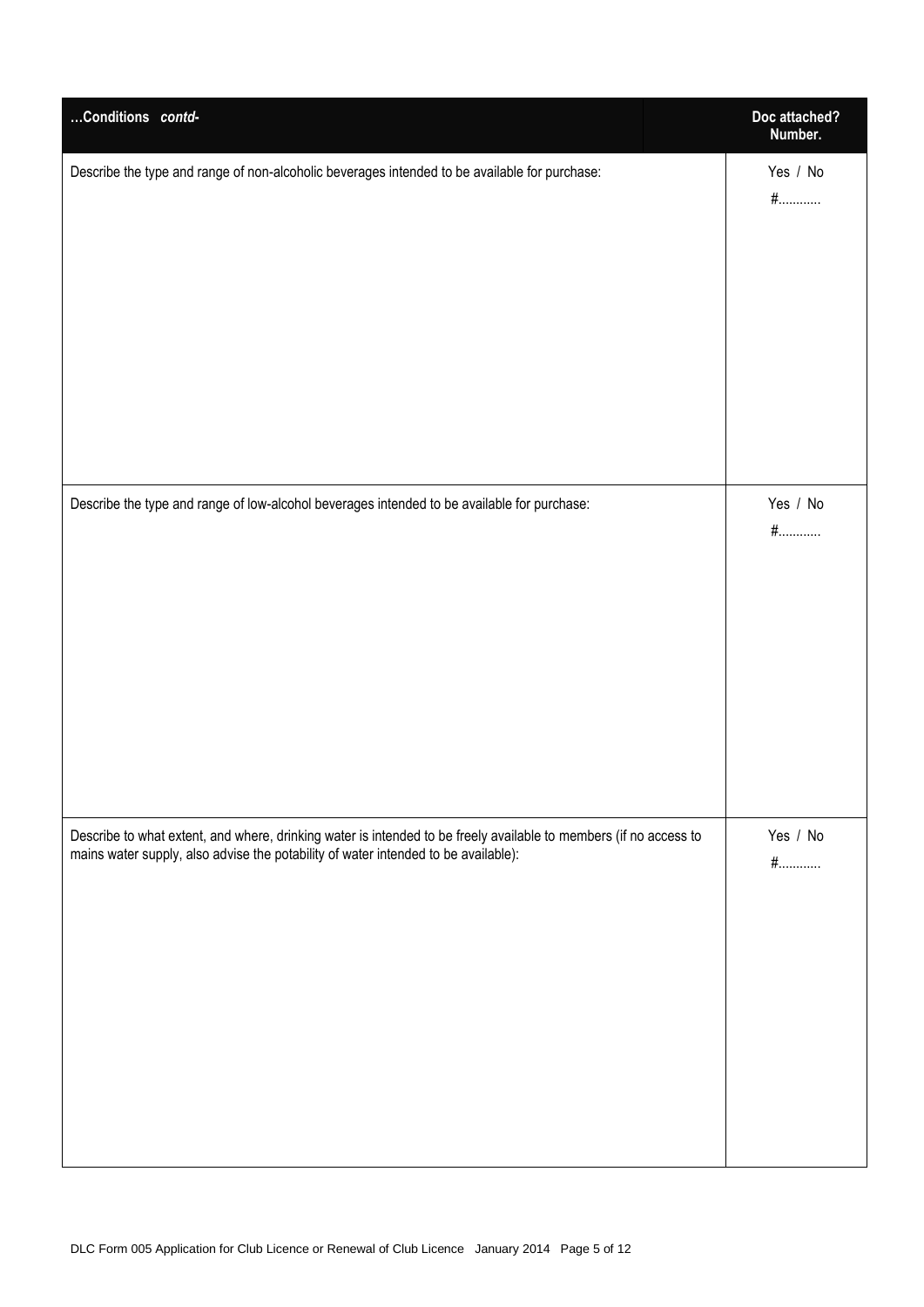| …Conditions *contd-* | Doc attached? Number. |
|---|---|
| Describe the type and range of non-alcoholic beverages intended to be available for purchase: | Yes / No<br>#………… |
| Describe the type and range of low-alcohol beverages intended to be available for purchase: | Yes / No<br>#………… |
| Describe to what extent, and where, drinking water is intended to be freely available to members (if no access to mains water supply, also advise the potability of water intended to be available): | Yes / No<br>#………… |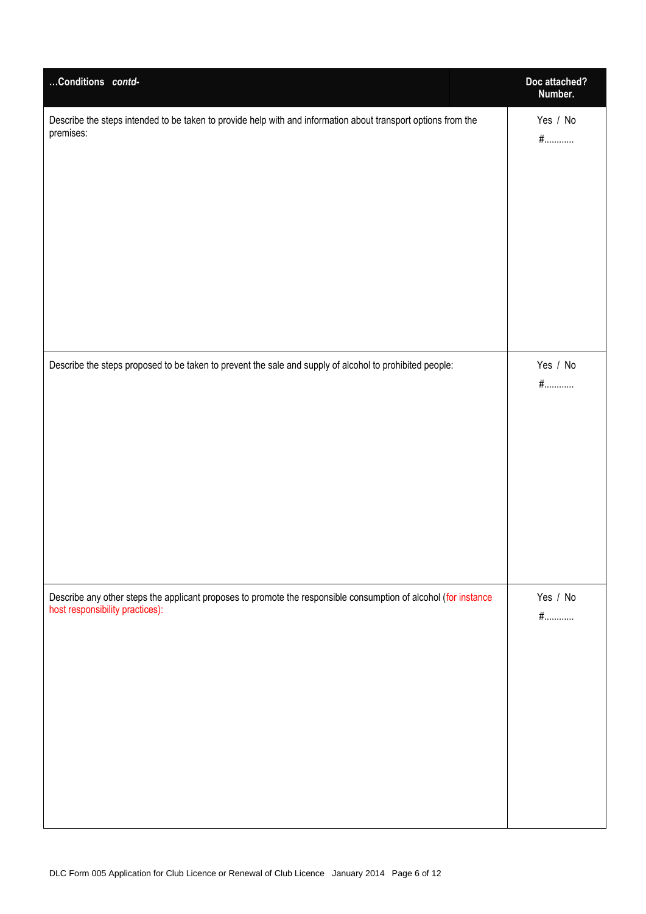| **…Conditions** ***contd-*** | **Doc attached? Number.** |
| --- | --- |
| Describe the steps intended to be taken to provide help with and information about transport options from the premises: | Yes / No<br>#………… |
| Describe the steps proposed to be taken to prevent the sale and supply of alcohol to prohibited people: | Yes / No<br>#………… |
| Describe any other steps the applicant proposes to promote the responsible consumption of alcohol (for instance host responsibility practices): | Yes / No<br>#………… |

DLC Form 005 Application for Club Licence or Renewal of Club Licence January 2014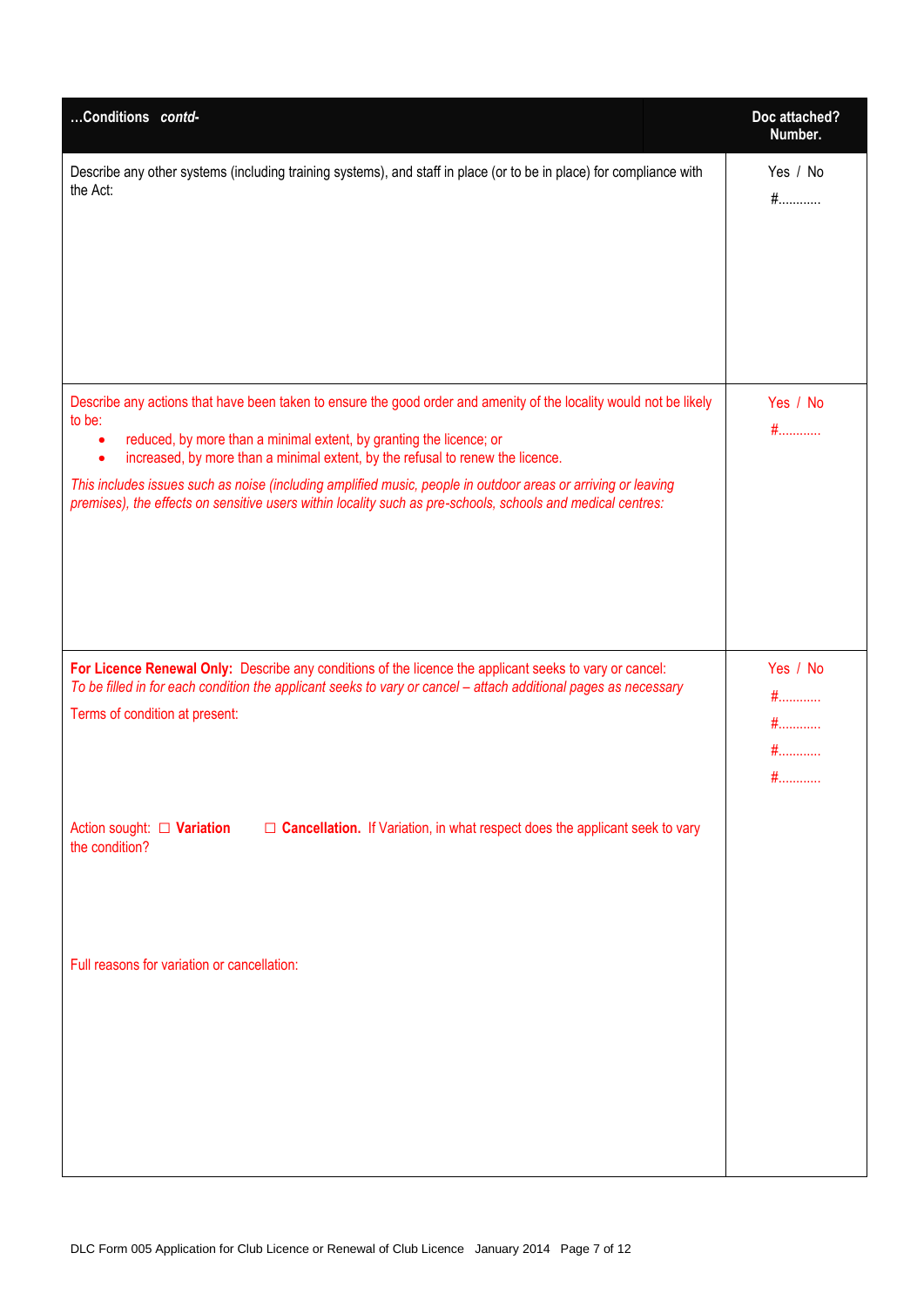| …Conditions *contd-* | Doc attached? Number. |
|---|---|
| Describe any other systems (including training systems), and staff in place (or to be in place) for compliance with the Act: | Yes / No<br>#........... |
| Describe any actions that have been taken to ensure the good order and amenity of the locality would not be likely to be:<br>• reduced, by more than a minimal extent, by granting the licence; or<br>• increased, by more than a minimal extent, by the refusal to renew the licence.<br>*This includes issues such as noise (including amplified music, people in outdoor areas or arriving or leaving premises), the effects on sensitive users within locality such as pre-schools, schools and medical centres:* | Yes / No<br>#........... |
| **For Licence Renewal Only:** Describe any conditions of the licence the applicant seeks to vary or cancel:<br>*To be filled in for each condition the applicant seeks to vary or cancel – attach additional pages as necessary*<br>Terms of condition at present:<br><br>Action sought: ☐ **Variation** ☐ **Cancellation.** If Variation, in what respect does the applicant seek to vary the condition?<br><br>Full reasons for variation or cancellation: | Yes / No<br>#...........<br>#...........<br>#...........<br>#........... |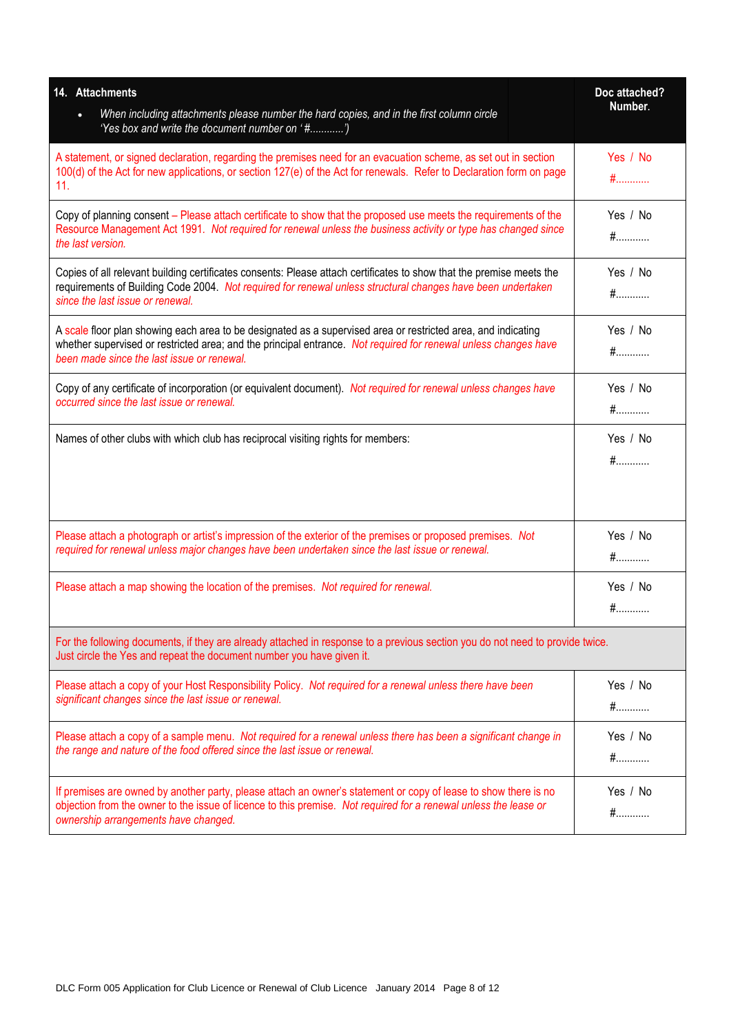| **14. Attachments**<br>• *When including attachments please number the hard copies, and in the first column circle 'Yes box and write the document number on '#............')* | **Doc attached? Number.** |
|---|---|
| A statement, or signed declaration, regarding the premises need for an evacuation scheme, as set out in section 100(d) of the Act for new applications, or section 127(e) of the Act for renewals. Refer to Declaration form on page 11. | Yes / No<br>#............ |
| Copy of planning consent – Please attach certificate to show that the proposed use meets the requirements of the Resource Management Act 1991. *Not required for renewal unless the business activity or type has changed since the last version.* | Yes / No<br>#............ |
| Copies of all relevant building certificates consents: Please attach certificates to show that the premise meets the requirements of Building Code 2004. *Not required for renewal unless structural changes have been undertaken since the last issue or renewal.* | Yes / No<br>#............ |
| A scale floor plan showing each area to be designated as a supervised area or restricted area, and indicating whether supervised or restricted area; and the principal entrance. *Not required for renewal unless changes have been made since the last issue or renewal.* | Yes / No<br>#............ |
| Copy of any certificate of incorporation (or equivalent document). *Not required for renewal unless changes have occurred since the last issue or renewal.* | Yes / No<br>#............ |
| Names of other clubs with which club has reciprocal visiting rights for members: | Yes / No<br>#............ |
| Please attach a photograph or artist's impression of the exterior of the premises or proposed premises. *Not required for renewal unless major changes have been undertaken since the last issue or renewal.* | Yes / No<br>#............ |
| Please attach a map showing the location of the premises. *Not required for renewal.* | Yes / No<br>#............ |
| For the following documents, if they are already attached in response to a previous section you do not need to provide twice. Just circle the Yes and repeat the document number you have given it. | |
| Please attach a copy of your Host Responsibility Policy. *Not required for a renewal unless there have been significant changes since the last issue or renewal.* | Yes / No<br>#............ |
| Please attach a copy of a sample menu. *Not required for a renewal unless there has been a significant change in the range and nature of the food offered since the last issue or renewal.* | Yes / No<br>#............ |
| If premises are owned by another party, please attach an owner's statement or copy of lease to show there is no objection from the owner to the issue of licence to this premise. *Not required for a renewal unless the lease or ownership arrangements have changed.* | Yes / No<br>#............ |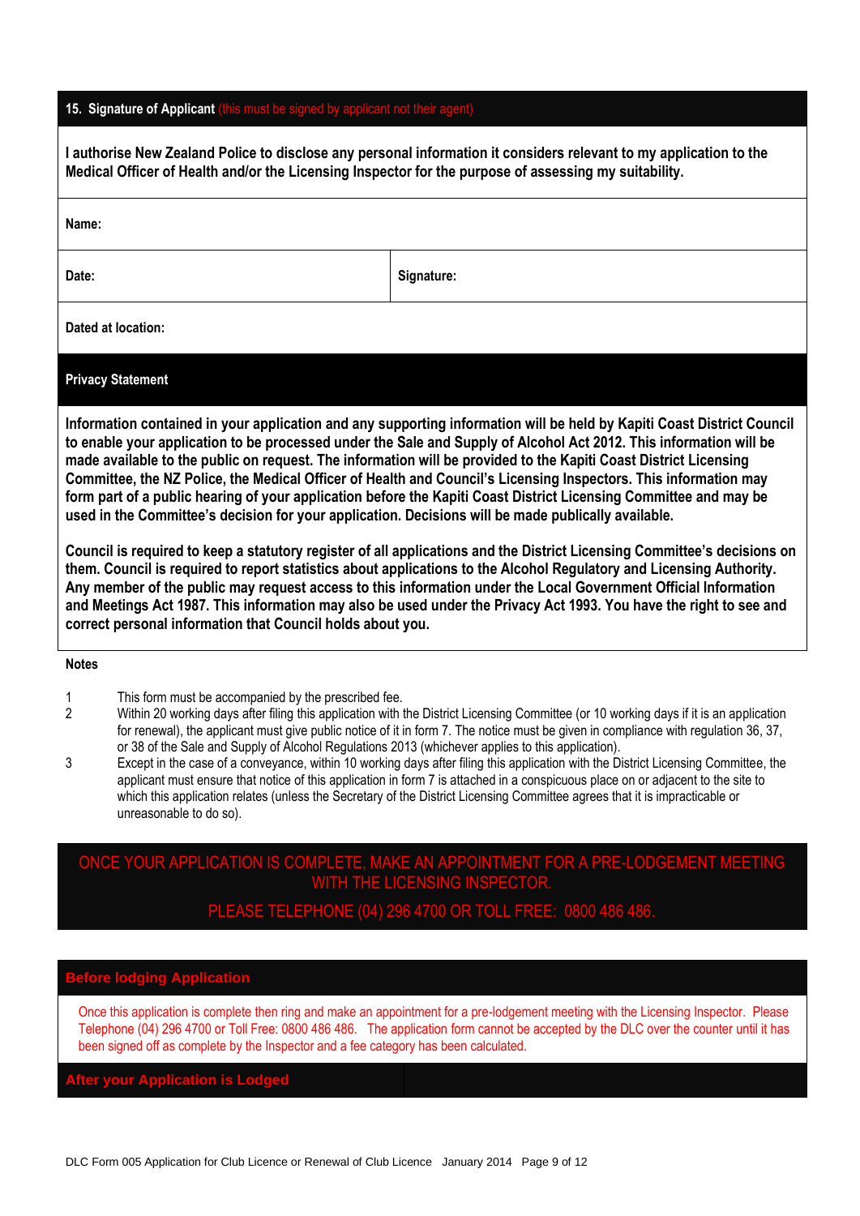### 15. Signature of Applicant (this must be signed by applicant not their agent)

**I authorise New Zealand Police to disclose any personal information it considers relevant to my application to the Medical Officer of Health and/or the Licensing Inspector for the purpose of assessing my suitability.**

| **Name:** | |
|---|---|
| **Date:** | **Signature:** |
| **Dated at location:** | |

### Privacy Statement

**Information contained in your application and any supporting information will be held by Kapiti Coast District Council to enable your application to be processed under the Sale and Supply of Alcohol Act 2012. This information will be made available to the public on request. The information will be provided to the Kapiti Coast District Licensing Committee, the NZ Police, the Medical Officer of Health and Council's Licensing Inspectors. This information may form part of a public hearing of your application before the Kapiti Coast District Licensing Committee and may be used in the Committee's decision for your application. Decisions will be made publically available.**

**Council is required to keep a statutory register of all applications and the District Licensing Committee's decisions on them. Council is required to report statistics about applications to the Alcohol Regulatory and Licensing Authority. Any member of the public may request access to this information under the Local Government Official Information and Meetings Act 1987. This information may also be used under the Privacy Act 1993. You have the right to see and correct personal information that Council holds about you.**

**Notes**

1. This form must be accompanied by the prescribed fee.
2. Within 20 working days after filing this application with the District Licensing Committee (or 10 working days if it is an application for renewal), the applicant must give public notice of it in form 7. The notice must be given in compliance with regulation 36, 37, or 38 of the Sale and Supply of Alcohol Regulations 2013 (whichever applies to this application).
3. Except in the case of a conveyance, within 10 working days after filing this application with the District Licensing Committee, the applicant must ensure that notice of this application in form 7 is attached in a conspicuous place on or adjacent to the site to which this application relates (unless the Secretary of the District Licensing Committee agrees that it is impracticable or unreasonable to do so).

ONCE YOUR APPLICATION IS COMPLETE, MAKE AN APPOINTMENT FOR A PRE-LODGEMENT MEETING WITH THE LICENSING INSPECTOR.

PLEASE TELEPHONE (04) 296 4700 OR TOLL FREE: 0800 486 486.

### Before lodging Application

Once this application is complete then ring and make an appointment for a pre-lodgement meeting with the Licensing Inspector. Please Telephone (04) 296 4700 or Toll Free: 0800 486 486. The application form cannot be accepted by the DLC over the counter until it has been signed off as complete by the Inspector and a fee category has been calculated.

### After your Application is Lodged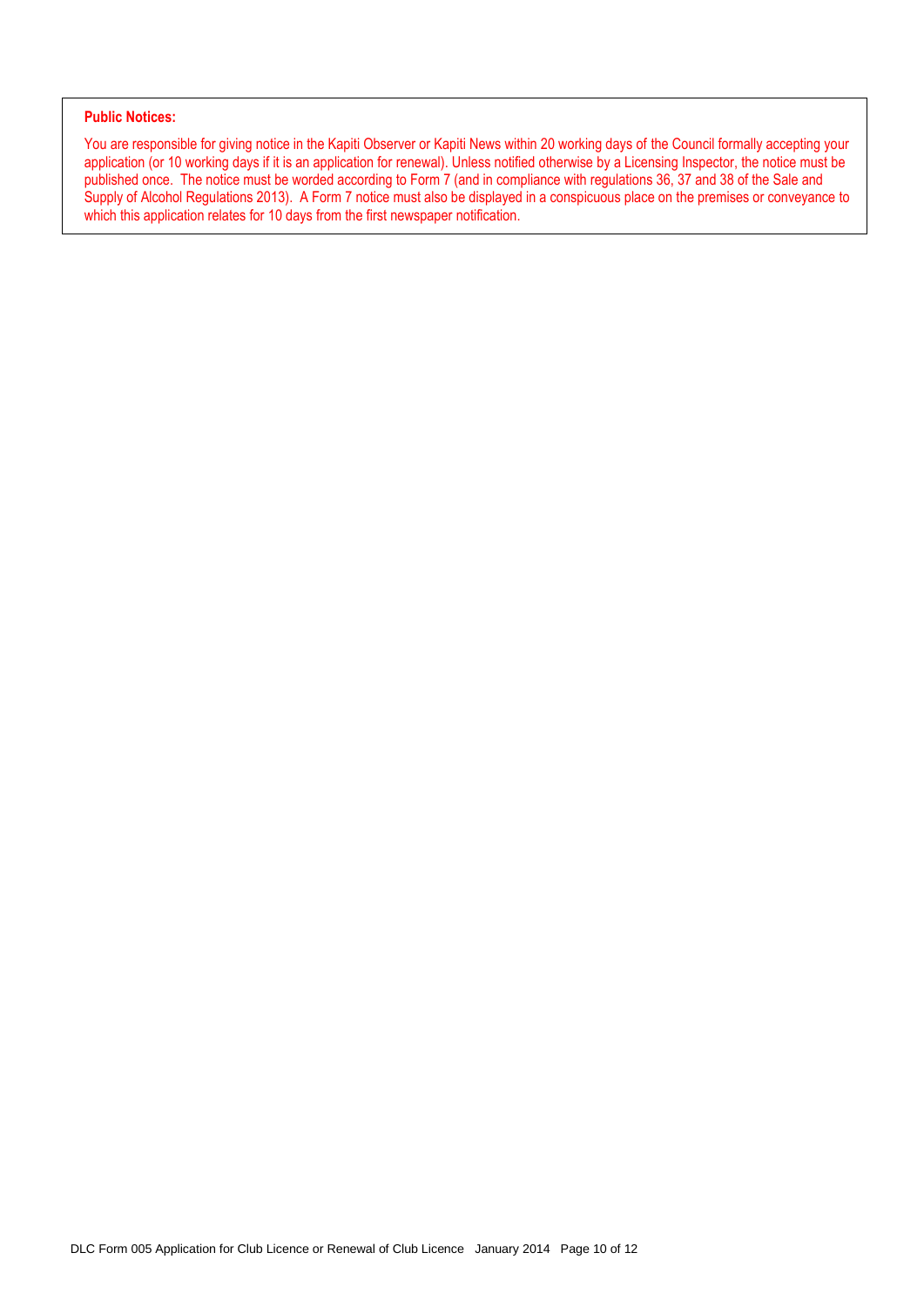**Public Notices:**

You are responsible for giving notice in the Kapiti Observer or Kapiti News within 20 working days of the Council formally accepting your application (or 10 working days if it is an application for renewal). Unless notified otherwise by a Licensing Inspector, the notice must be published once. The notice must be worded according to Form 7 (and in compliance with regulations 36, 37 and 38 of the Sale and Supply of Alcohol Regulations 2013). A Form 7 notice must also be displayed in a conspicuous place on the premises or conveyance to which this application relates for 10 days from the first newspaper notification.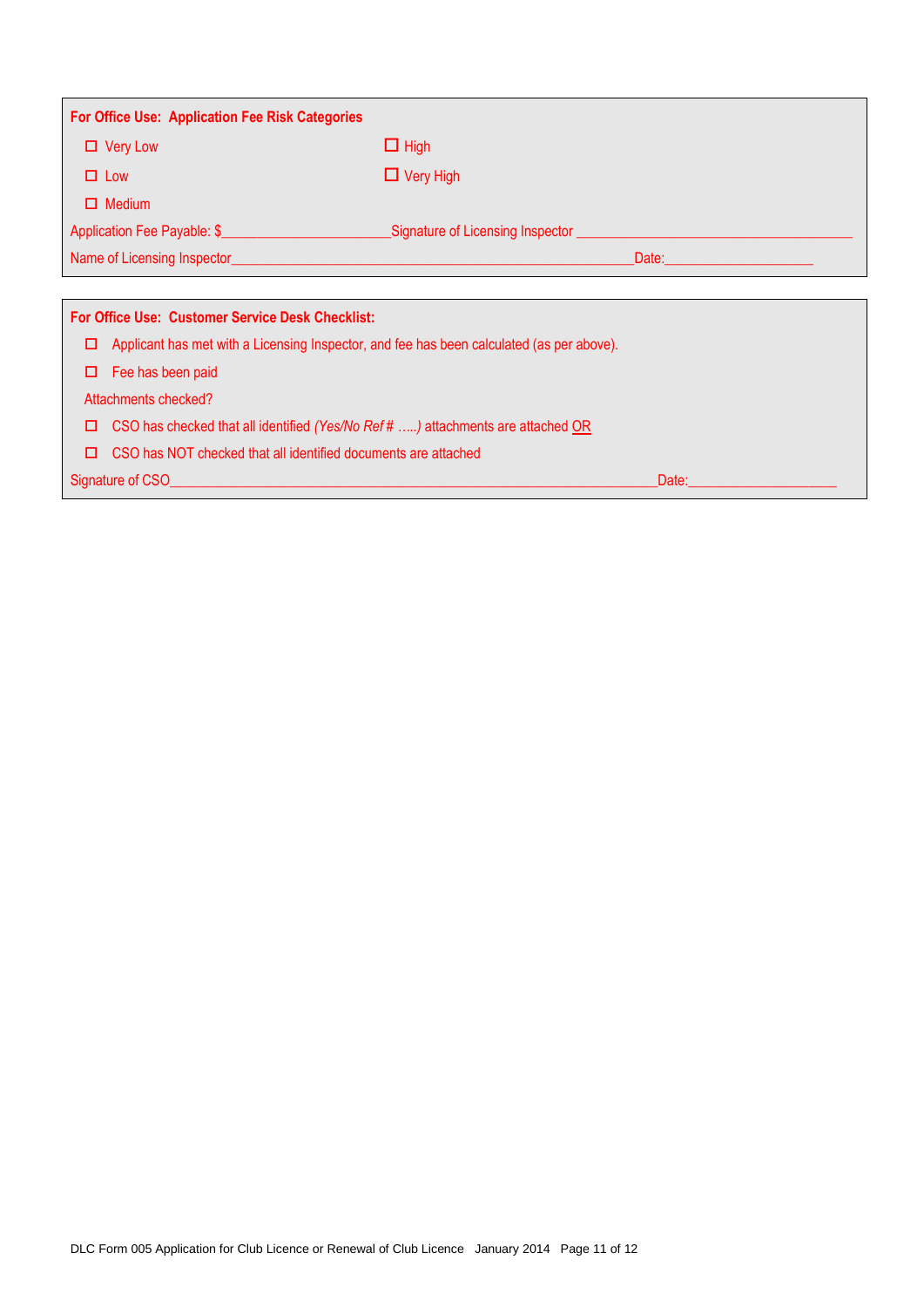**For Office Use: Application Fee Risk Categories**

- ☐ Very Low
- ☐ Low
- ☐ Medium
- ☐ High
- ☐ Very High

Application Fee Payable: $______________________ Signature of Licensing Inspector ____________________________________

Name of Licensing Inspector__________________________________________________ Date:___________________

**For Office Use: Customer Service Desk Checklist:**

- ☐ Applicant has met with a Licensing Inspector, and fee has been calculated (as per above).
- ☐ Fee has been paid

Attachments checked?

- ☐ CSO has checked that all identified *(Yes/No Ref # …..)* attachments are attached <u>OR</u>
- ☐ CSO has NOT checked that all identified documents are attached

Signature of CSO______________________________________________________________ Date:___________________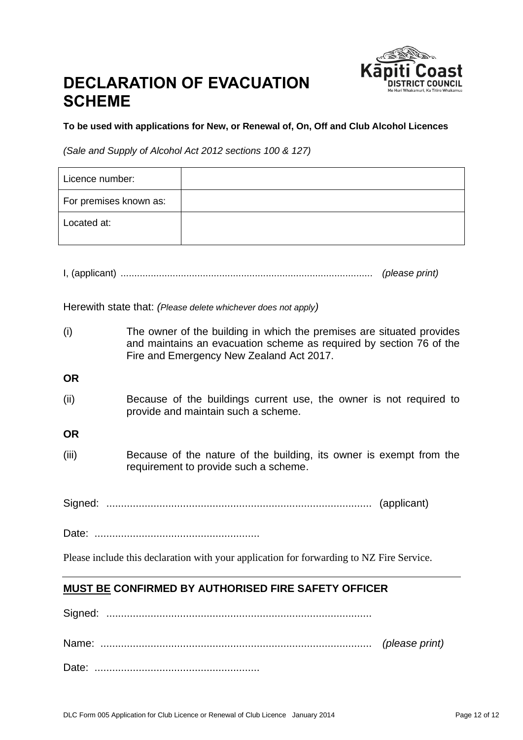# DECLARATION OF EVACUATION SCHEME

**To be used with applications for New, or Renewal of, On, Off and Club Alcohol Licences**

*(Sale and Supply of Alcohol Act 2012 sections 100 & 127)*

| | |
|---|---|
| Licence number: | |
| For premises known as: | |
| Located at: | |

I, (applicant) .......................................................................................... *(please print)*

Herewith state that: *(Please delete whichever does not apply)*

(i) The owner of the building in which the premises are situated provides and maintains an evacuation scheme as required by section 76 of the Fire and Emergency New Zealand Act 2017.

**OR**

(ii) Because of the buildings current use, the owner is not required to provide and maintain such a scheme.

**OR**

(iii) Because of the nature of the building, its owner is exempt from the requirement to provide such a scheme.

Signed: ......................................................................................... (applicant)

Date: ........................................................

Please include this declaration with your application for forwarding to NZ Fire Service.

---

**<u>MUST BE</u> CONFIRMED BY AUTHORISED FIRE SAFETY OFFICER**

Signed: .........................................................................................

Name: .......................................................................................... *(please print)*

Date: ........................................................